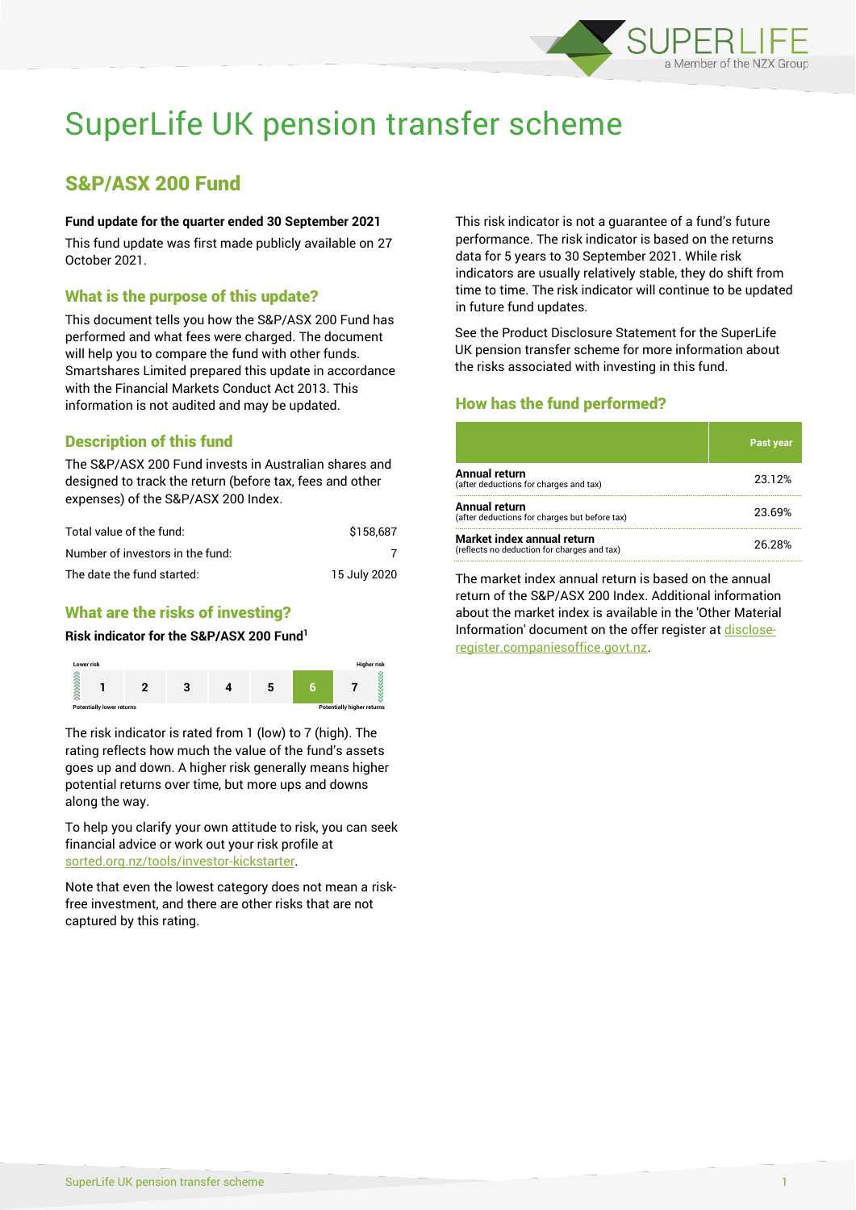# SuperLife UK pension transfer scheme

## S&P/ASX 200 Fund

**Fund update for the quarter ended 30 September 2021**

This fund update was first made publicly available on 27 October 2021.

### What is the purpose of this update?

This document tells you how the S&P/ASX 200 Fund has performed and what fees were charged. The document will help you to compare the fund with other funds. Smartshares Limited prepared this update in accordance with the Financial Markets Conduct Act 2013. This information is not audited and may be updated.

### Description of this fund

The S&P/ASX 200 Fund invests in Australian shares and designed to track the return (before tax, fees and other expenses) of the S&P/ASX 200 Index.

| | |
|---|---|
| Total value of the fund: | $158,687 |
| Number of investors in the fund: | 7 |
| The date the fund started: | 15 July 2020 |

### What are the risks of investing?

**Risk indicator for the S&P/ASX 200 Fund[1]**

| Lower risk | | | | | | Higher risk |
|---|---|---|---|---|---|---|
| 1 | 2 | 3 | 4 | 5 | **6** | 7 |
| Potentially lower returns | | | | | | Potentially higher returns |

The risk indicator is rated from 1 (low) to 7 (high). The rating reflects how much the value of the fund's assets goes up and down. A higher risk generally means higher potential returns over time, but more ups and downs along the way.

To help you clarify your own attitude to risk, you can seek financial advice or work out your risk profile at sorted.org.nz/tools/investor-kickstarter.

Note that even the lowest category does not mean a risk-free investment, and there are other risks that are not captured by this rating.

This risk indicator is not a guarantee of a fund's future performance. The risk indicator is based on the returns data for 5 years to 30 September 2021. While risk indicators are usually relatively stable, they do shift from time to time. The risk indicator will continue to be updated in future fund updates.

See the Product Disclosure Statement for the SuperLife UK pension transfer scheme for more information about the risks associated with investing in this fund.

### How has the fund performed?

| | Past year |
|---|---|
| **Annual return** (after deductions for charges and tax) | 23.12% |
| **Annual return** (after deductions for charges but before tax) | 23.69% |
| **Market index annual return** (reflects no deduction for charges and tax) | 26.28% |

The market index annual return is based on the annual return of the S&P/ASX 200 Index. Additional information about the market index is available in the 'Other Material Information' document on the offer register at disclose-register.companiesoffice.govt.nz.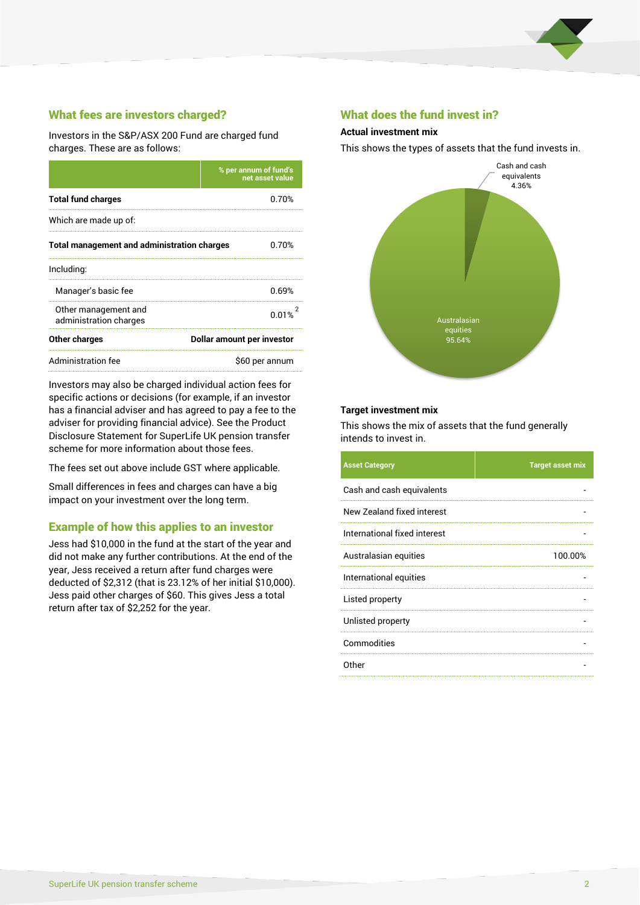## What fees are investors charged?

Investors in the S&P/ASX 200 Fund are charged fund charges. These are as follows:

| | % per annum of fund's net asset value |
|---|---|
| **Total fund charges** | 0.70% |
| Which are made up of: | |
| **Total management and administration charges** | 0.70% |
| Including: | |
| Manager's basic fee | 0.69% |
| Other management and administration charges | 0.01% [2] |
| **Other charges** | **Dollar amount per investor** |
| Administration fee | $60 per annum |

Investors may also be charged individual action fees for specific actions or decisions (for example, if an investor has a financial adviser and has agreed to pay a fee to the adviser for providing financial advice). See the Product Disclosure Statement for SuperLife UK pension transfer scheme for more information about those fees.

The fees set out above include GST where applicable.

Small differences in fees and charges can have a big impact on your investment over the long term.

## Example of how this applies to an investor

Jess had $10,000 in the fund at the start of the year and did not make any further contributions. At the end of the year, Jess received a return after fund charges were deducted of $2,312 (that is 23.12% of her initial $10,000). Jess paid other charges of $60. This gives Jess a total return after tax of $2,252 for the year.

## What does the fund invest in?

### Actual investment mix

This shows the types of assets that the fund invests in.

Cash and cash equivalents 4.36%

Australasian equities 95.64%

### Target investment mix

This shows the mix of assets that the fund generally intends to invest in.

| Asset Category | Target asset mix |
|---|---|
| Cash and cash equivalents | - |
| New Zealand fixed interest | - |
| International fixed interest | - |
| Australasian equities | 100.00% |
| International equities | - |
| Listed property | - |
| Unlisted property | - |
| Commodities | - |
| Other | - |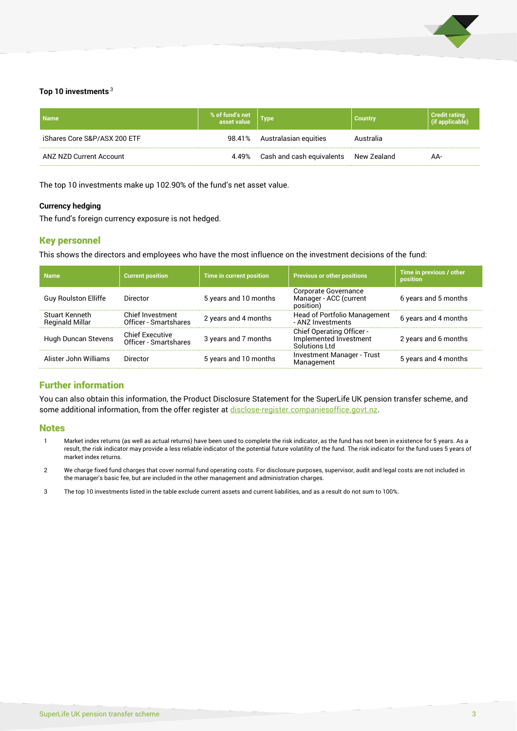**Top 10 investments** [3]

| Name | % of fund's net asset value | Type | Country | Credit rating (if applicable) |
|---|---|---|---|---|
| iShares Core S&P/ASX 200 ETF | 98.41% | Australasian equities | Australia | |
| ANZ NZD Current Account | 4.49% | Cash and cash equivalents | New Zealand | AA- |

The top 10 investments make up 102.90% of the fund's net asset value.

**Currency hedging**

The fund's foreign currency exposure is not hedged.

## Key personnel

This shows the directors and employees who have the most influence on the investment decisions of the fund:

| Name | Current position | Time in current position | Previous or other positions | Time in previous / other position |
|---|---|---|---|---|
| Guy Roulston Elliffe | Director | 5 years and 10 months | Corporate Governance Manager - ACC (current position) | 6 years and 5 months |
| Stuart Kenneth Reginald Millar | Chief Investment Officer - Smartshares | 2 years and 4 months | Head of Portfolio Management - ANZ Investments | 6 years and 4 months |
| Hugh Duncan Stevens | Chief Executive Officer - Smartshares | 3 years and 7 months | Chief Operating Officer - Implemented Investment Solutions Ltd | 2 years and 6 months |
| Alister John Williams | Director | 5 years and 10 months | Investment Manager - Trust Management | 5 years and 4 months |

## Further information

You can also obtain this information, the Product Disclosure Statement for the SuperLife UK pension transfer scheme, and some additional information, from the offer register at disclose-register.companiesoffice.govt.nz.

## Notes

1. Market index returns (as well as actual returns) have been used to complete the risk indicator, as the fund has not been in existence for 5 years. As a result, the risk indicator may provide a less reliable indicator of the potential future volatility of the fund. The risk indicator for the fund uses 5 years of market index returns.
2. We charge fixed fund charges that cover normal fund operating costs. For disclosure purposes, supervisor, audit and legal costs are not included in the manager's basic fee, but are included in the other management and administration charges.
3. The top 10 investments listed in the table exclude current assets and current liabilities, and as a result do not sum to 100%.